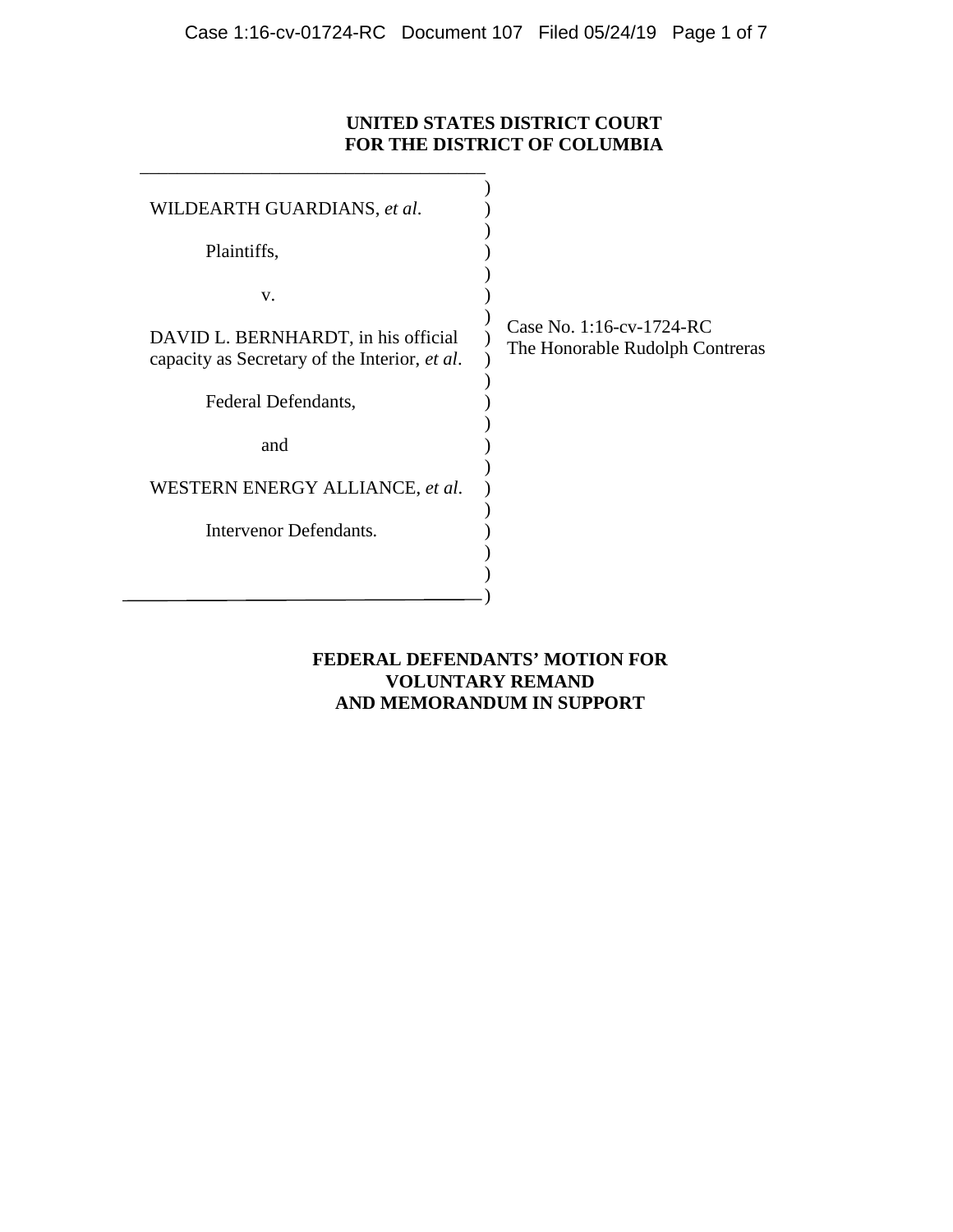**UNITED STATES DISTRICT COURT**
**FOR THE DISTRICT OF COLUMBIA**

WILDEARTH GUARDIANS, *et al*.

Plaintiffs,

v.

DAVID L. BERNHARDT, in his official capacity as Secretary of the Interior, *et al*.

Federal Defendants,

and

WESTERN ENERGY ALLIANCE, *et al*.

Intervenor Defendants.

Case No. 1:16-cv-1724-RC
The Honorable Rudolph Contreras

**FEDERAL DEFENDANTS' MOTION FOR VOLUNTARY REMAND AND MEMORANDUM IN SUPPORT**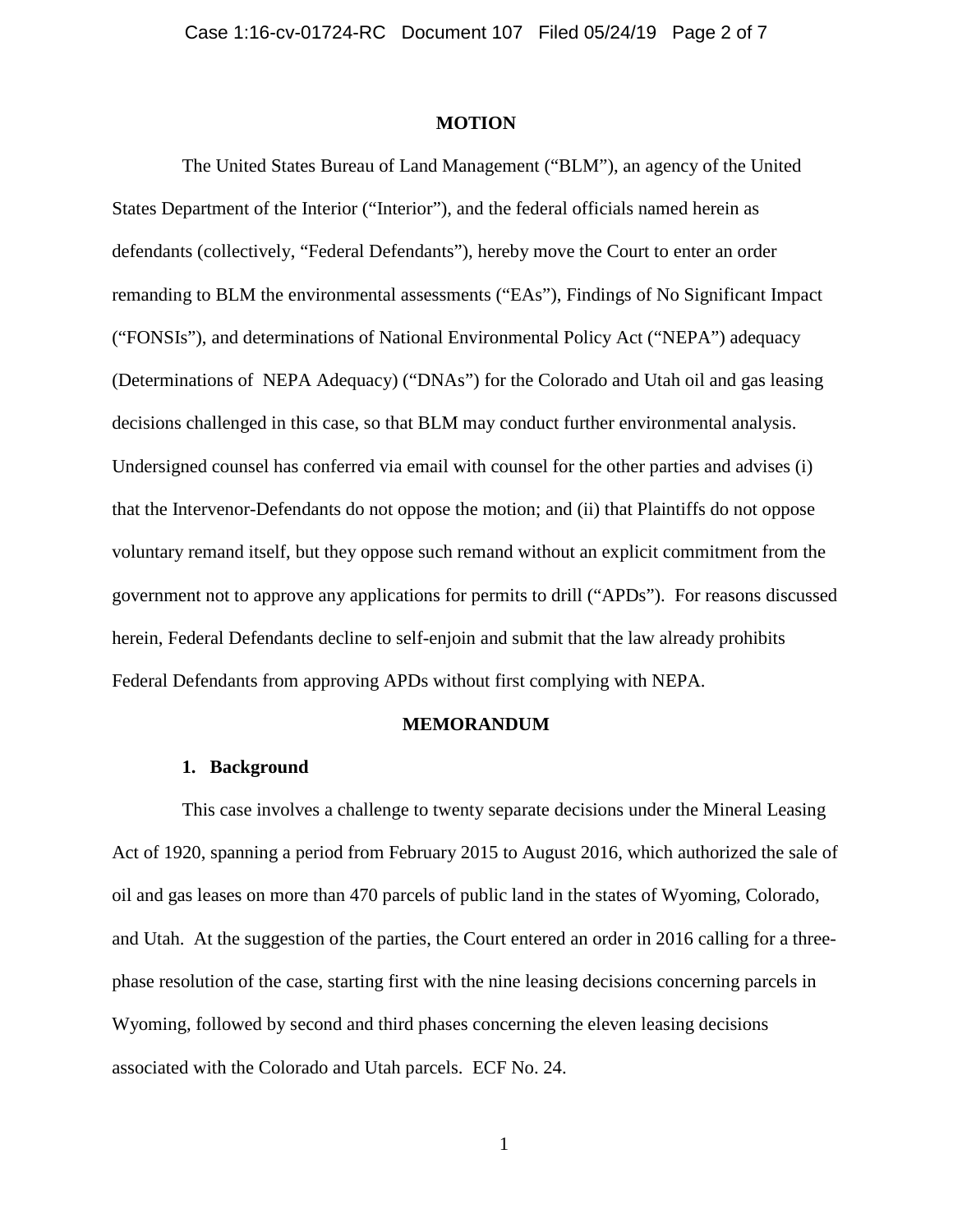## MOTION

The United States Bureau of Land Management ("BLM"), an agency of the United States Department of the Interior ("Interior"), and the federal officials named herein as defendants (collectively, "Federal Defendants"), hereby move the Court to enter an order remanding to BLM the environmental assessments ("EAs"), Findings of No Significant Impact ("FONSIs"), and determinations of National Environmental Policy Act ("NEPA") adequacy (Determinations of NEPA Adequacy) ("DNAs") for the Colorado and Utah oil and gas leasing decisions challenged in this case, so that BLM may conduct further environmental analysis. Undersigned counsel has conferred via email with counsel for the other parties and advises (i) that the Intervenor-Defendants do not oppose the motion; and (ii) that Plaintiffs do not oppose voluntary remand itself, but they oppose such remand without an explicit commitment from the government not to approve any applications for permits to drill ("APDs"). For reasons discussed herein, Federal Defendants decline to self-enjoin and submit that the law already prohibits Federal Defendants from approving APDs without first complying with NEPA.

## MEMORANDUM

### 1. Background

This case involves a challenge to twenty separate decisions under the Mineral Leasing Act of 1920, spanning a period from February 2015 to August 2016, which authorized the sale of oil and gas leases on more than 470 parcels of public land in the states of Wyoming, Colorado, and Utah. At the suggestion of the parties, the Court entered an order in 2016 calling for a three-phase resolution of the case, starting first with the nine leasing decisions concerning parcels in Wyoming, followed by second and third phases concerning the eleven leasing decisions associated with the Colorado and Utah parcels. ECF No. 24.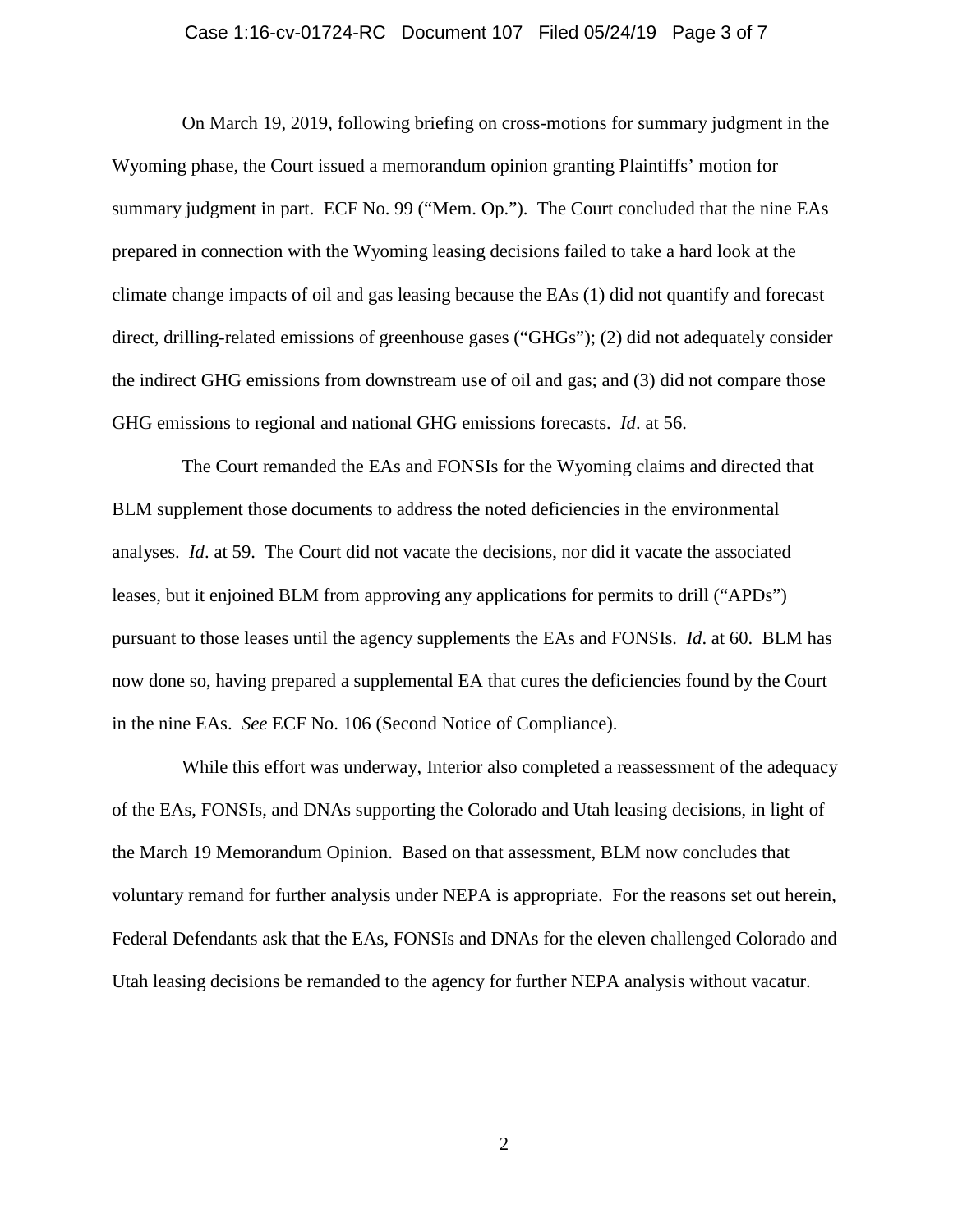On March 19, 2019, following briefing on cross-motions for summary judgment in the Wyoming phase, the Court issued a memorandum opinion granting Plaintiffs' motion for summary judgment in part. ECF No. 99 ("Mem. Op."). The Court concluded that the nine EAs prepared in connection with the Wyoming leasing decisions failed to take a hard look at the climate change impacts of oil and gas leasing because the EAs (1) did not quantify and forecast direct, drilling-related emissions of greenhouse gases ("GHGs"); (2) did not adequately consider the indirect GHG emissions from downstream use of oil and gas; and (3) did not compare those GHG emissions to regional and national GHG emissions forecasts. *Id*. at 56.

The Court remanded the EAs and FONSIs for the Wyoming claims and directed that BLM supplement those documents to address the noted deficiencies in the environmental analyses. *Id*. at 59. The Court did not vacate the decisions, nor did it vacate the associated leases, but it enjoined BLM from approving any applications for permits to drill ("APDs") pursuant to those leases until the agency supplements the EAs and FONSIs. *Id*. at 60. BLM has now done so, having prepared a supplemental EA that cures the deficiencies found by the Court in the nine EAs. *See* ECF No. 106 (Second Notice of Compliance).

While this effort was underway, Interior also completed a reassessment of the adequacy of the EAs, FONSIs, and DNAs supporting the Colorado and Utah leasing decisions, in light of the March 19 Memorandum Opinion. Based on that assessment, BLM now concludes that voluntary remand for further analysis under NEPA is appropriate. For the reasons set out herein, Federal Defendants ask that the EAs, FONSIs and DNAs for the eleven challenged Colorado and Utah leasing decisions be remanded to the agency for further NEPA analysis without vacatur.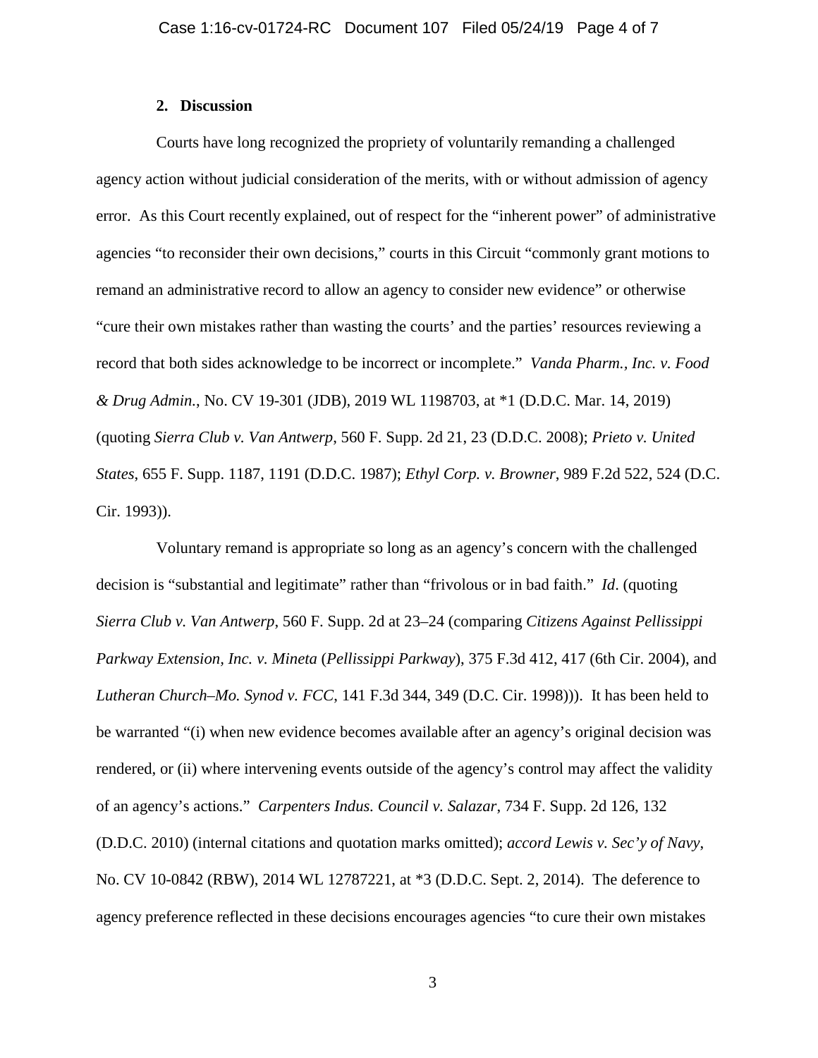**2. Discussion**

Courts have long recognized the propriety of voluntarily remanding a challenged agency action without judicial consideration of the merits, with or without admission of agency error. As this Court recently explained, out of respect for the "inherent power" of administrative agencies "to reconsider their own decisions," courts in this Circuit "commonly grant motions to remand an administrative record to allow an agency to consider new evidence" or otherwise "cure their own mistakes rather than wasting the courts' and the parties' resources reviewing a record that both sides acknowledge to be incorrect or incomplete." *Vanda Pharm., Inc. v. Food & Drug Admin.*, No. CV 19-301 (JDB), 2019 WL 1198703, at *1 (D.D.C. Mar. 14, 2019) (quoting *Sierra Club v. Van Antwerp*, 560 F. Supp. 2d 21, 23 (D.D.C. 2008); *Prieto v. United States*, 655 F. Supp. 1187, 1191 (D.D.C. 1987); *Ethyl Corp. v. Browner*, 989 F.2d 522, 524 (D.C. Cir. 1993)).

Voluntary remand is appropriate so long as an agency's concern with the challenged decision is "substantial and legitimate" rather than "frivolous or in bad faith." *Id*. (quoting *Sierra Club v. Van Antwerp*, 560 F. Supp. 2d at 23–24 (comparing *Citizens Against Pellissippi Parkway Extension, Inc. v. Mineta* (*Pellissippi Parkway*), 375 F.3d 412, 417 (6th Cir. 2004), and *Lutheran Church–Mo. Synod v. FCC*, 141 F.3d 344, 349 (D.C. Cir. 1998))). It has been held to be warranted "(i) when new evidence becomes available after an agency's original decision was rendered, or (ii) where intervening events outside of the agency's control may affect the validity of an agency's actions." *Carpenters Indus. Council v. Salazar*, 734 F. Supp. 2d 126, 132 (D.D.C. 2010) (internal citations and quotation marks omitted); *accord Lewis v. Sec'y of Navy*, No. CV 10-0842 (RBW), 2014 WL 12787221, at *3 (D.D.C. Sept. 2, 2014). The deference to agency preference reflected in these decisions encourages agencies "to cure their own mistakes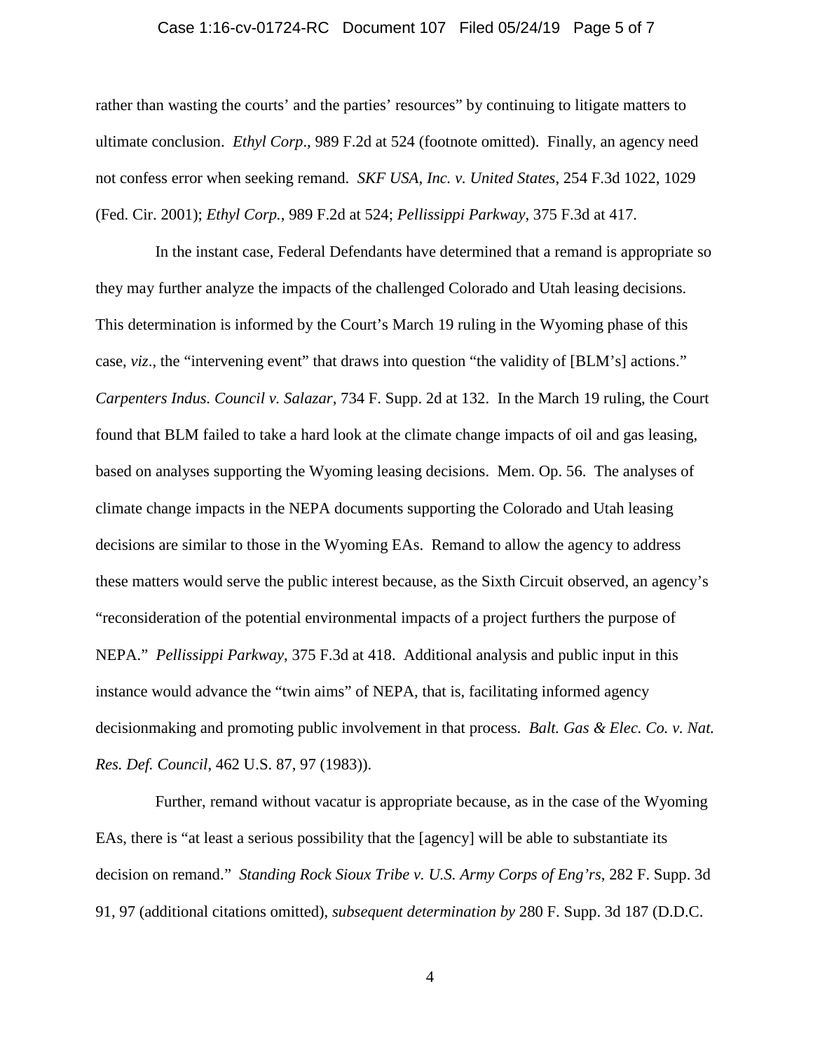rather than wasting the courts' and the parties' resources" by continuing to litigate matters to ultimate conclusion. *Ethyl Corp*., 989 F.2d at 524 (footnote omitted). Finally, an agency need not confess error when seeking remand. *SKF USA, Inc. v. United States*, 254 F.3d 1022, 1029 (Fed. Cir. 2001); *Ethyl Corp.*, 989 F.2d at 524; *Pellissippi Parkway*, 375 F.3d at 417.

In the instant case, Federal Defendants have determined that a remand is appropriate so they may further analyze the impacts of the challenged Colorado and Utah leasing decisions. This determination is informed by the Court's March 19 ruling in the Wyoming phase of this case, *viz*., the "intervening event" that draws into question "the validity of [BLM's] actions." *Carpenters Indus. Council v. Salazar*, 734 F. Supp. 2d at 132. In the March 19 ruling, the Court found that BLM failed to take a hard look at the climate change impacts of oil and gas leasing, based on analyses supporting the Wyoming leasing decisions. Mem. Op. 56. The analyses of climate change impacts in the NEPA documents supporting the Colorado and Utah leasing decisions are similar to those in the Wyoming EAs. Remand to allow the agency to address these matters would serve the public interest because, as the Sixth Circuit observed, an agency's "reconsideration of the potential environmental impacts of a project furthers the purpose of NEPA." *Pellissippi Parkway*, 375 F.3d at 418. Additional analysis and public input in this instance would advance the "twin aims" of NEPA, that is, facilitating informed agency decisionmaking and promoting public involvement in that process. *Balt. Gas & Elec. Co. v. Nat. Res. Def. Council*, 462 U.S. 87, 97 (1983)).

Further, remand without vacatur is appropriate because, as in the case of the Wyoming EAs, there is "at least a serious possibility that the [agency] will be able to substantiate its decision on remand." *Standing Rock Sioux Tribe v. U.S. Army Corps of Eng'rs*, 282 F. Supp. 3d 91, 97 (additional citations omitted), *subsequent determination by* 280 F. Supp. 3d 187 (D.D.C.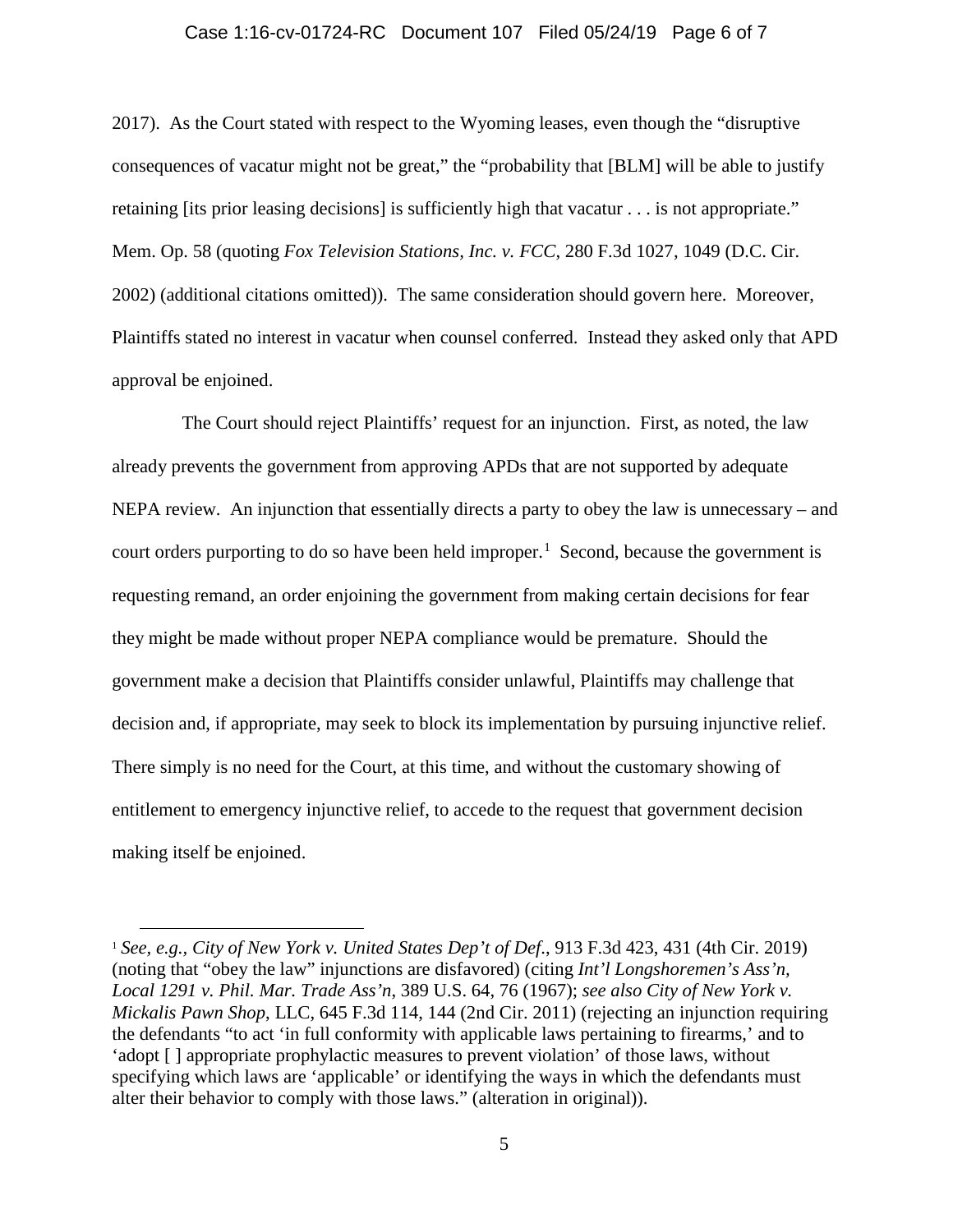2017). As the Court stated with respect to the Wyoming leases, even though the "disruptive consequences of vacatur might not be great," the "probability that [BLM] will be able to justify retaining [its prior leasing decisions] is sufficiently high that vacatur . . . is not appropriate." Mem. Op. 58 (quoting *Fox Television Stations, Inc. v. FCC*, 280 F.3d 1027, 1049 (D.C. Cir. 2002) (additional citations omitted)). The same consideration should govern here. Moreover, Plaintiffs stated no interest in vacatur when counsel conferred. Instead they asked only that APD approval be enjoined.

The Court should reject Plaintiffs' request for an injunction. First, as noted, the law already prevents the government from approving APDs that are not supported by adequate NEPA review. An injunction that essentially directs a party to obey the law is unnecessary – and court orders purporting to do so have been held improper.[1] Second, because the government is requesting remand, an order enjoining the government from making certain decisions for fear they might be made without proper NEPA compliance would be premature. Should the government make a decision that Plaintiffs consider unlawful, Plaintiffs may challenge that decision and, if appropriate, may seek to block its implementation by pursuing injunctive relief. There simply is no need for the Court, at this time, and without the customary showing of entitlement to emergency injunctive relief, to accede to the request that government decision making itself be enjoined.

---

[1] *See, e.g.*, *City of New York v. United States Dep't of Def.*, 913 F.3d 423, 431 (4th Cir. 2019) (noting that "obey the law" injunctions are disfavored) (citing *Int'l Longshoremen's Ass'n, Local 1291 v. Phil. Mar. Trade Ass'n*, 389 U.S. 64, 76 (1967); *see also City of New York v. Mickalis Pawn Shop*, LLC, 645 F.3d 114, 144 (2nd Cir. 2011) (rejecting an injunction requiring the defendants "to act 'in full conformity with applicable laws pertaining to firearms,' and to 'adopt [ ] appropriate prophylactic measures to prevent violation' of those laws, without specifying which laws are 'applicable' or identifying the ways in which the defendants must alter their behavior to comply with those laws." (alteration in original)).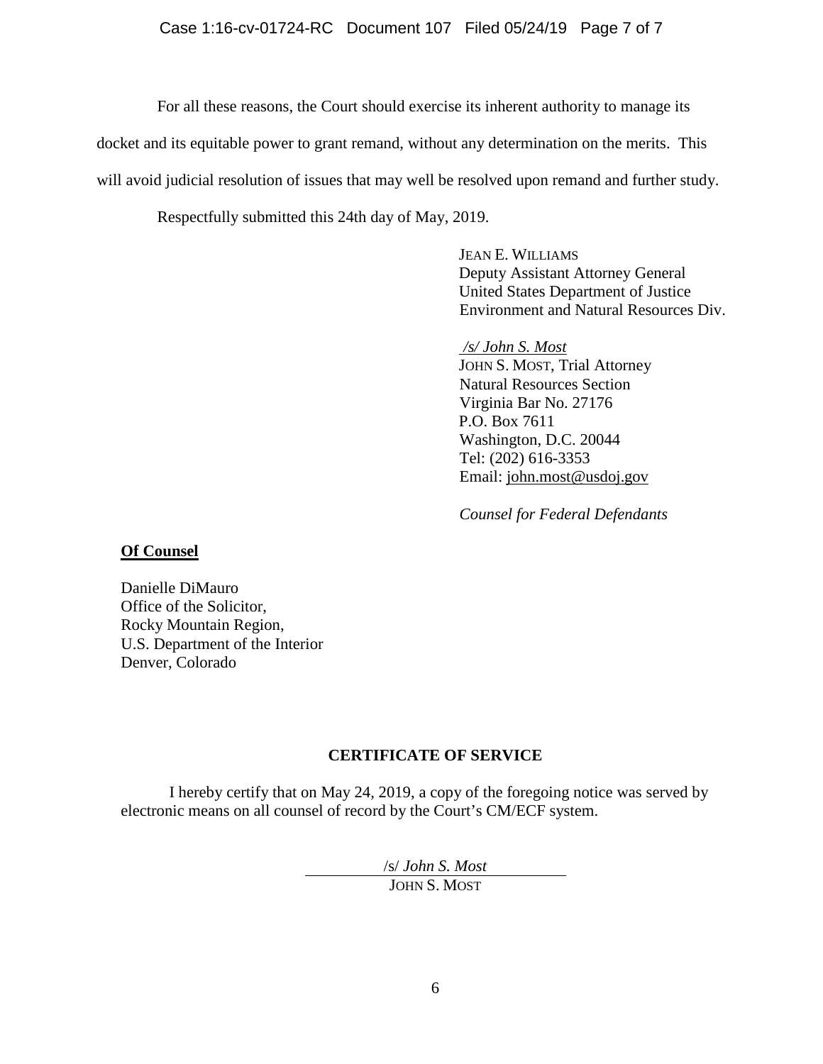For all these reasons, the Court should exercise its inherent authority to manage its docket and its equitable power to grant remand, without any determination on the merits. This will avoid judicial resolution of issues that may well be resolved upon remand and further study.

Respectfully submitted this 24th day of May, 2019.

JEAN E. WILLIAMS
Deputy Assistant Attorney General
United States Department of Justice
Environment and Natural Resources Div.

*/s/ John S. Most*
JOHN S. MOST, Trial Attorney
Natural Resources Section
Virginia Bar No. 27176
P.O. Box 7611
Washington, D.C. 20044
Tel: (202) 616-3353
Email: john.most@usdoj.gov

*Counsel for Federal Defendants*

**Of Counsel**

Danielle DiMauro
Office of the Solicitor,
Rocky Mountain Region,
U.S. Department of the Interior
Denver, Colorado

**CERTIFICATE OF SERVICE**

I hereby certify that on May 24, 2019, a copy of the foregoing notice was served by electronic means on all counsel of record by the Court's CM/ECF system.

/s/ *John S. Most*
JOHN S. MOST